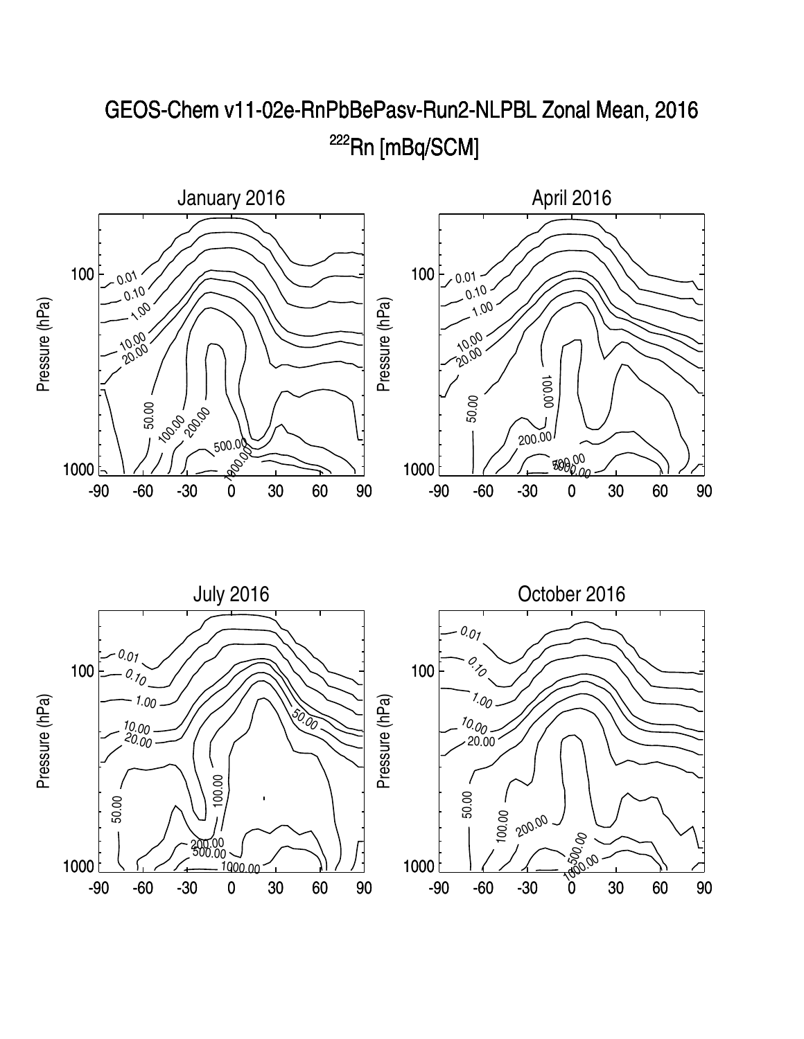# GEOS-Chem v11-02e-RnPbBePasv-Run2-NLPBL Zonal Mean, 2016

## $^{222}$Rn [mBq/SCM]

January 2016

Pressure (hPa)

100

1000

-90 -60 -30 0 30 60 90

0.01
0.10
1.00
10.00
20.00
50.00
100.00
200.00
500.00
1000.00

April 2016

Pressure (hPa)

100

1000

-90 -60 -30 0 30 60 90

0.01
0.10
1.00
10.00
20.00
50.00
100.00
200.00
500.00
1000.00

July 2016

Pressure (hPa)

100

1000

-90 -60 -30 0 30 60 90

0.01
0.10
1.00
10.00
20.00
50.00
50.00
100.00
200.00
500.00
1000.00

October 2016

Pressure (hPa)

100

1000

-90 -60 -30 0 30 60 90

0.01
0.10
1.00
10.00
20.00
50.00
100.00
200.00
500.00
1000.00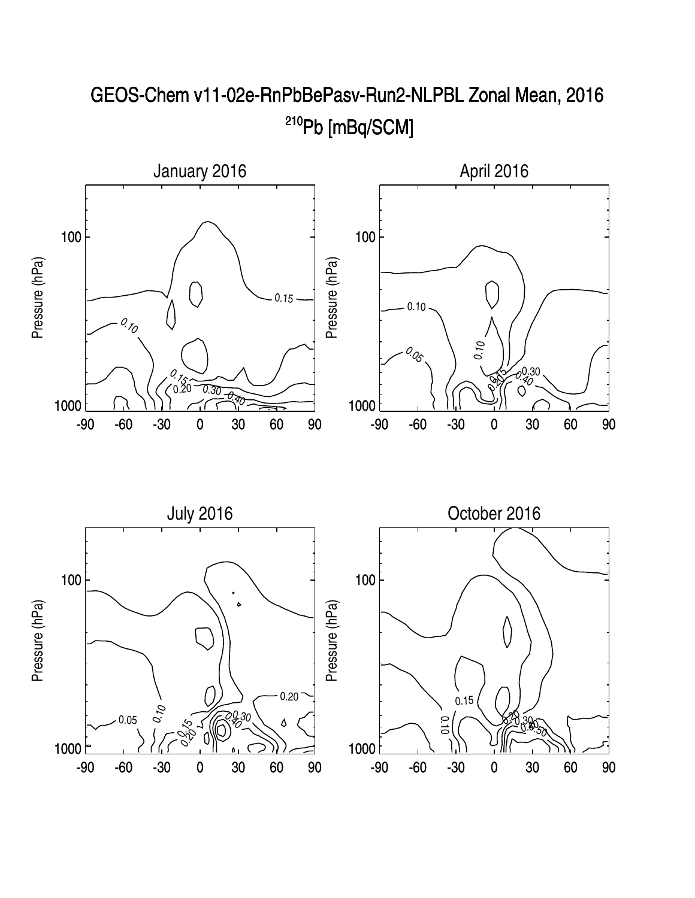# GEOS-Chem v11-02e-RnPbBePasv-Run2-NLPBL Zonal Mean, 2016

## $^{210}$Pb [mBq/SCM]

January 2016

Pressure (hPa)

100

1000

-90 -60 -30 0 30 60 90

0.15

0.10

0.15

0.20

0.30

0.40

April 2016

Pressure (hPa)

100

1000

-90 -60 -30 0 30 60 90

0.10

0.05

0.10

0.15

0.20

0.30

0.40

July 2016

Pressure (hPa)

100

1000

-90 -60 -30 0 30 60 90

0.05

0.10

0.15

0.20

0.20

0.30

0.40

October 2016

Pressure (hPa)

100

1000

-90 -60 -30 0 30 60 90

0.15

0.10

0.20

0.30

0.40

0.50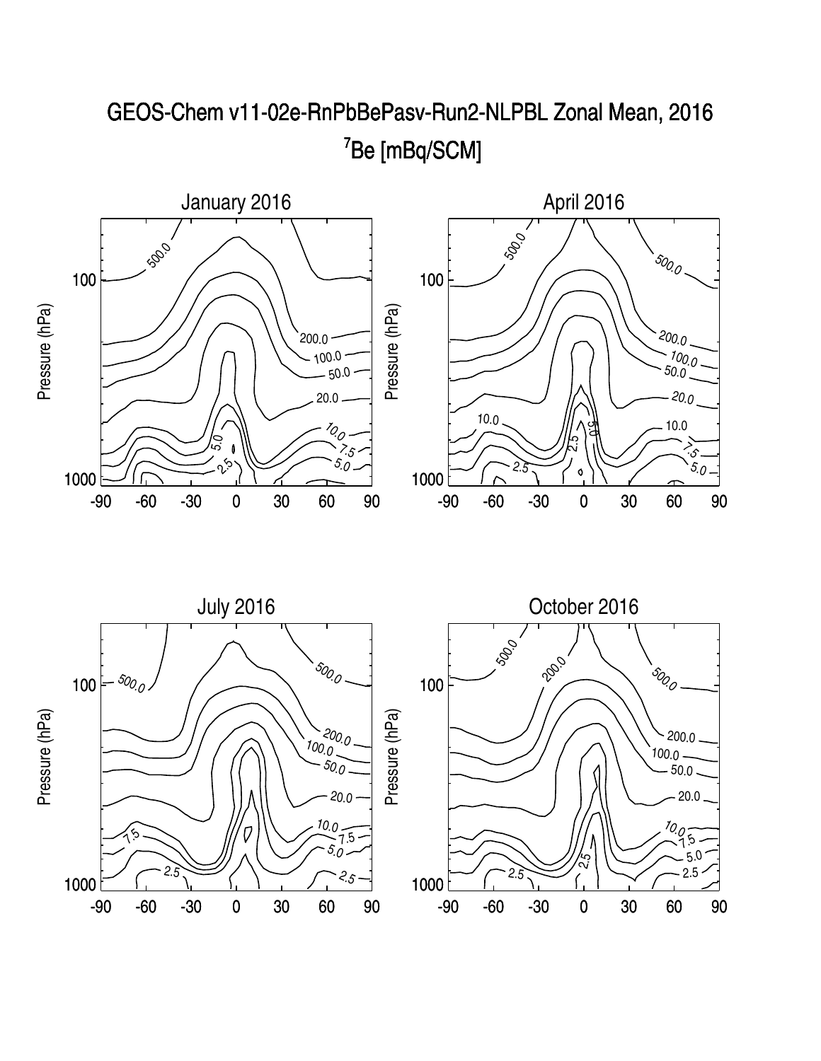# GEOS-Chem v11-02e-RnPbBePasv-Run2-NLPBL Zonal Mean, 2016

## $^{7}$Be [mBq/SCM]

January 2016

Pressure (hPa)

100
1000

-90 -60 -30 0 30 60 90

500.0
200.0
100.0
50.0
20.0
10.0
7.5
5.0
2.5

April 2016

Pressure (hPa)

100
1000

-90 -60 -30 0 30 60 90

500.0
500.0
200.0
100.0
50.0
20.0
10.0
10.0
7.5
5.0
5.0
2.5
2.5

July 2016

Pressure (hPa)

100
1000

-90 -60 -30 0 30 60 90

500.0
500.0
200.0
100.0
50.0
20.0
10.0
7.5
7.5
5.0
2.5
2.5

October 2016

Pressure (hPa)

100
1000

-90 -60 -30 0 30 60 90

500.0
200.0
500.0
200.0
100.0
50.0
20.0
10.0
7.5
5.0
2.5
2.5
2.5